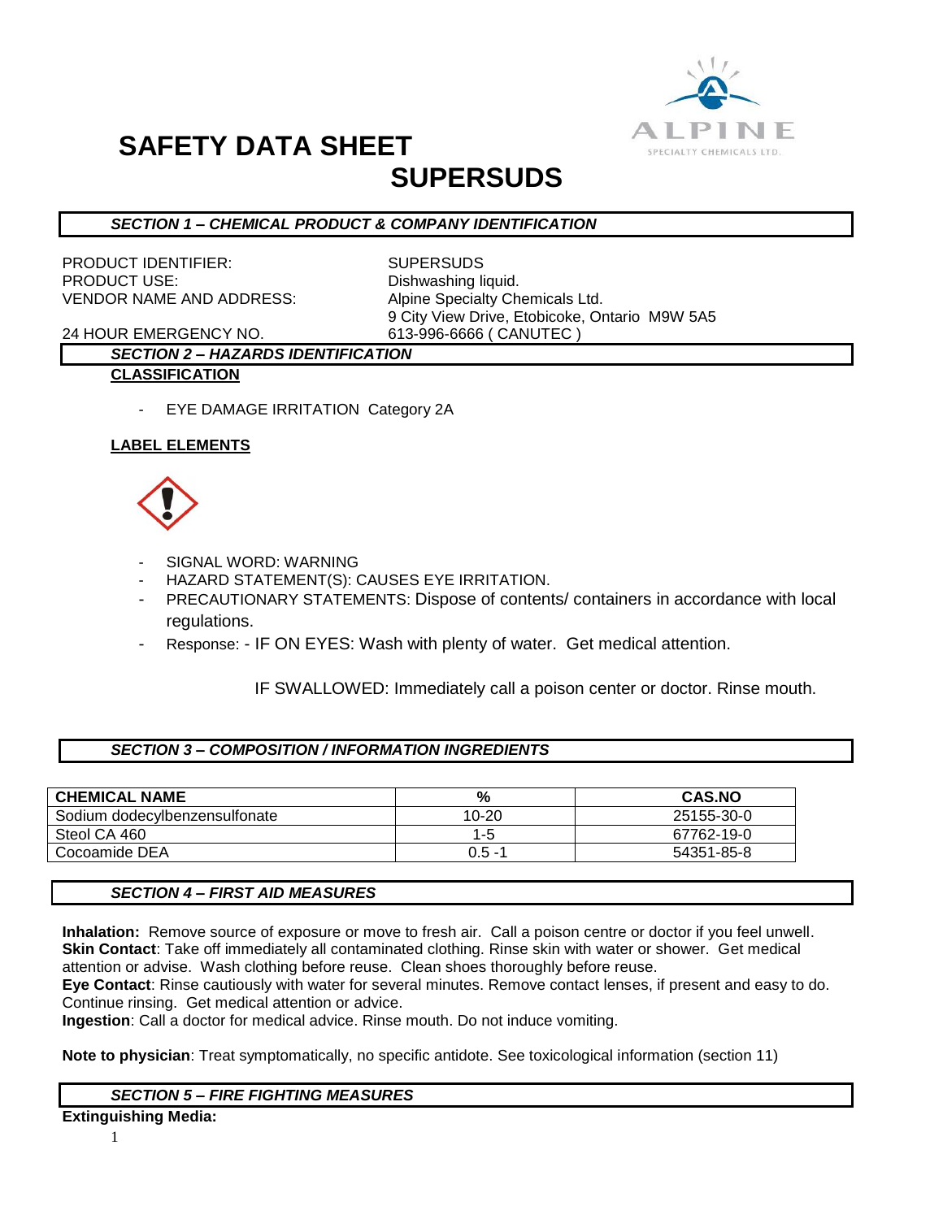# SAFETY DATA SHEET

## SUPERSUDS

### *SECTION 1 – CHEMICAL PRODUCT & COMPANY IDENTIFICATION*

PRODUCT IDENTIFIER: SUPERSUDS
PRODUCT USE: Dishwashing liquid.
VENDOR NAME AND ADDRESS: Alpine Specialty Chemicals Ltd.
9 City View Drive, Etobicoke, Ontario M9W 5A5
24 HOUR EMERGENCY NO. 613-996-6666 ( CANUTEC )

### *SECTION 2 – HAZARDS IDENTIFICATION*

**CLASSIFICATION**

- EYE DAMAGE IRRITATION Category 2A

**LABEL ELEMENTS**

- SIGNAL WORD: WARNING
- HAZARD STATEMENT(S): CAUSES EYE IRRITATION.
- PRECAUTIONARY STATEMENTS: Dispose of contents/ containers in accordance with local regulations.
- Response: - IF ON EYES: Wash with plenty of water. Get medical attention.

  IF SWALLOWED: Immediately call a poison center or doctor. Rinse mouth.

### *SECTION 3 – COMPOSITION / INFORMATION INGREDIENTS*

| CHEMICAL NAME | % | CAS.NO |
|---|---|---|
| Sodium dodecylbenzensulfonate | 10-20 | 25155-30-0 |
| Steol CA 460 | 1-5 | 67762-19-0 |
| Cocoamide DEA | 0.5 -1 | 54351-85-8 |

### *SECTION 4 – FIRST AID MEASURES*

**Inhalation:** Remove source of exposure or move to fresh air. Call a poison centre or doctor if you feel unwell.
**Skin Contact**: Take off immediately all contaminated clothing. Rinse skin with water or shower. Get medical attention or advise. Wash clothing before reuse. Clean shoes thoroughly before reuse.
**Eye Contact**: Rinse cautiously with water for several minutes. Remove contact lenses, if present and easy to do. Continue rinsing. Get medical attention or advice.
**Ingestion**: Call a doctor for medical advice. Rinse mouth. Do not induce vomiting.

**Note to physician**: Treat symptomatically, no specific antidote. See toxicological information (section 11)

### *SECTION 5 – FIRE FIGHTING MEASURES*

**Extinguishing Media:**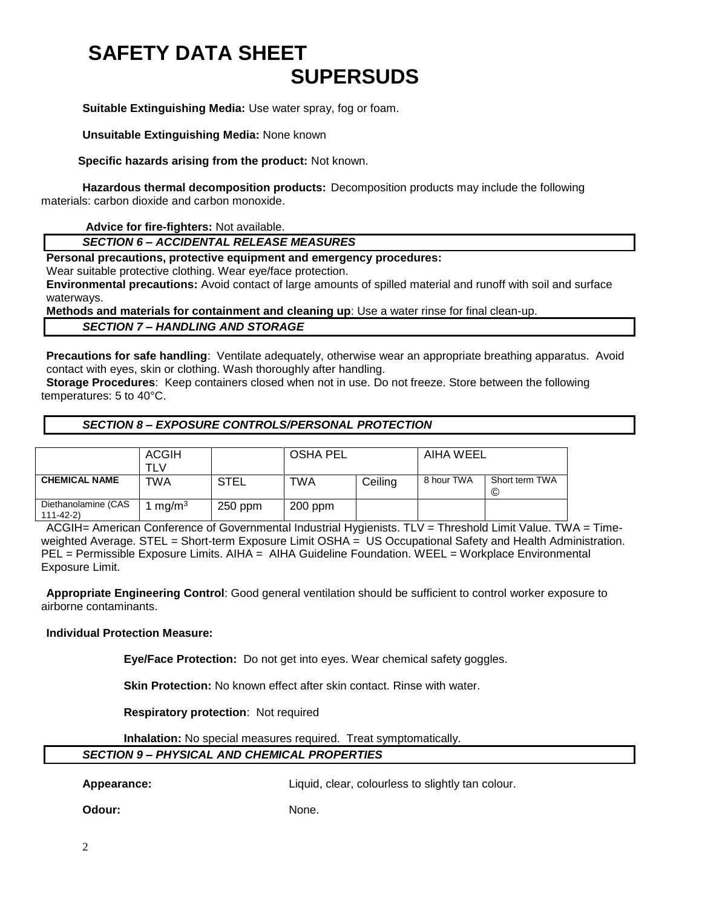# SAFETY DATA SHEET
## SUPERSUDS

**Suitable Extinguishing Media:** Use water spray, fog or foam.

**Unsuitable Extinguishing Media:** None known

**Specific hazards arising from the product:** Not known.

**Hazardous thermal decomposition products:** Decomposition products may include the following materials: carbon dioxide and carbon monoxide.

**Advice for fire-fighters:** Not available.

### *SECTION 6 – ACCIDENTAL RELEASE MEASURES*

**Personal precautions, protective equipment and emergency procedures:**
Wear suitable protective clothing. Wear eye/face protection.

**Environmental precautions:** Avoid contact of large amounts of spilled material and runoff with soil and surface waterways.

**Methods and materials for containment and cleaning up**: Use a water rinse for final clean-up.

### *SECTION 7 – HANDLING AND STORAGE*

**Precautions for safe handling**: Ventilate adequately, otherwise wear an appropriate breathing apparatus. Avoid contact with eyes, skin or clothing. Wash thoroughly after handling.

**Storage Procedures**: Keep containers closed when not in use. Do not freeze. Store between the following temperatures: 5 to 40°C.

### *SECTION 8 – EXPOSURE CONTROLS/PERSONAL PROTECTION*

| | ACGIH TLV | | OSHA PEL | | AIHA WEEL | |
|---|---|---|---|---|---|---|
| **CHEMICAL NAME** | TWA | STEL | TWA | Ceiling | 8 hour TWA | Short term TWA © |
| Diethanolamine (CAS 111-42-2) | 1 $mg/m^3$ | 250 ppm | 200 ppm | | | |

ACGIH= American Conference of Governmental Industrial Hygienists. TLV = Threshold Limit Value. TWA = Time-weighted Average. STEL = Short-term Exposure Limit OSHA = US Occupational Safety and Health Administration. PEL = Permissible Exposure Limits. AIHA = AIHA Guideline Foundation. WEEL = Workplace Environmental Exposure Limit.

**Appropriate Engineering Control**: Good general ventilation should be sufficient to control worker exposure to airborne contaminants.

**Individual Protection Measure:**

**Eye/Face Protection:** Do not get into eyes. Wear chemical safety goggles.

**Skin Protection:** No known effect after skin contact. Rinse with water.

**Respiratory protection**: Not required

**Inhalation:** No special measures required. Treat symptomatically.

### *SECTION 9 – PHYSICAL AND CHEMICAL PROPERTIES*

**Appearance:** Liquid, clear, colourless to slightly tan colour.

**Odour:** None.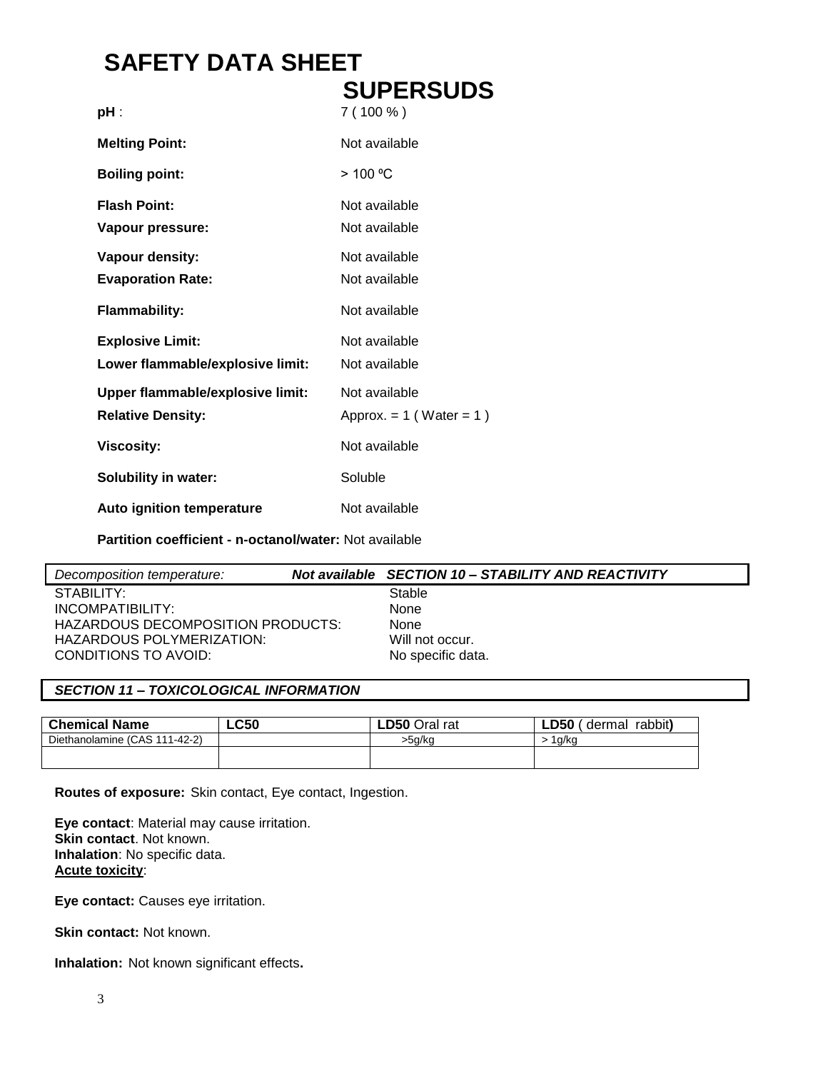# SAFETY DATA SHEET

## SUPERSUDS

| | |
|---|---|
| **pH** : | 7 ( 100 % ) |
| **Melting Point:** | Not available |
| **Boiling point:** | > 100 ºC |
| **Flash Point:** | Not available |
| **Vapour pressure:** | Not available |
| **Vapour density:** | Not available |
| **Evaporation Rate:** | Not available |
| **Flammability:** | Not available |
| **Explosive Limit:** | Not available |
| **Lower flammable/explosive limit:** | Not available |
| **Upper flammable/explosive limit:** | Not available |
| **Relative Density:** | Approx. = 1 ( Water = 1 ) |
| **Viscosity:** | Not available |
| **Solubility in water:** | Soluble |
| **Auto ignition temperature** | Not available |

**Partition coefficient - n-octanol/water:** Not available

*Decomposition temperature:* ***Not available***

### *SECTION 10 – STABILITY AND REACTIVITY*

| | |
|---|---|
| STABILITY: | Stable |
| INCOMPATIBILITY: | None |
| HAZARDOUS DECOMPOSITION PRODUCTS: | None |
| HAZARDOUS POLYMERIZATION: | Will not occur. |
| CONDITIONS TO AVOID: | No specific data. |

### *SECTION 11 – TOXICOLOGICAL INFORMATION*

| **Chemical Name** | **LC50** | **LD50** Oral rat | **LD50** ( dermal rabbit**)** |
|---|---|---|---|
| Diethanolamine (CAS 111-42-2) | | >5g/kg | > 1g/kg |
| | | | |

**Routes of exposure:** Skin contact, Eye contact, Ingestion.

**Eye contact**: Material may cause irritation.
**Skin contact**. Not known.
**Inhalation**: No specific data.
**Acute toxicity**:

**Eye contact:** Causes eye irritation.

**Skin contact:** Not known.

**Inhalation:** Not known significant effects**.**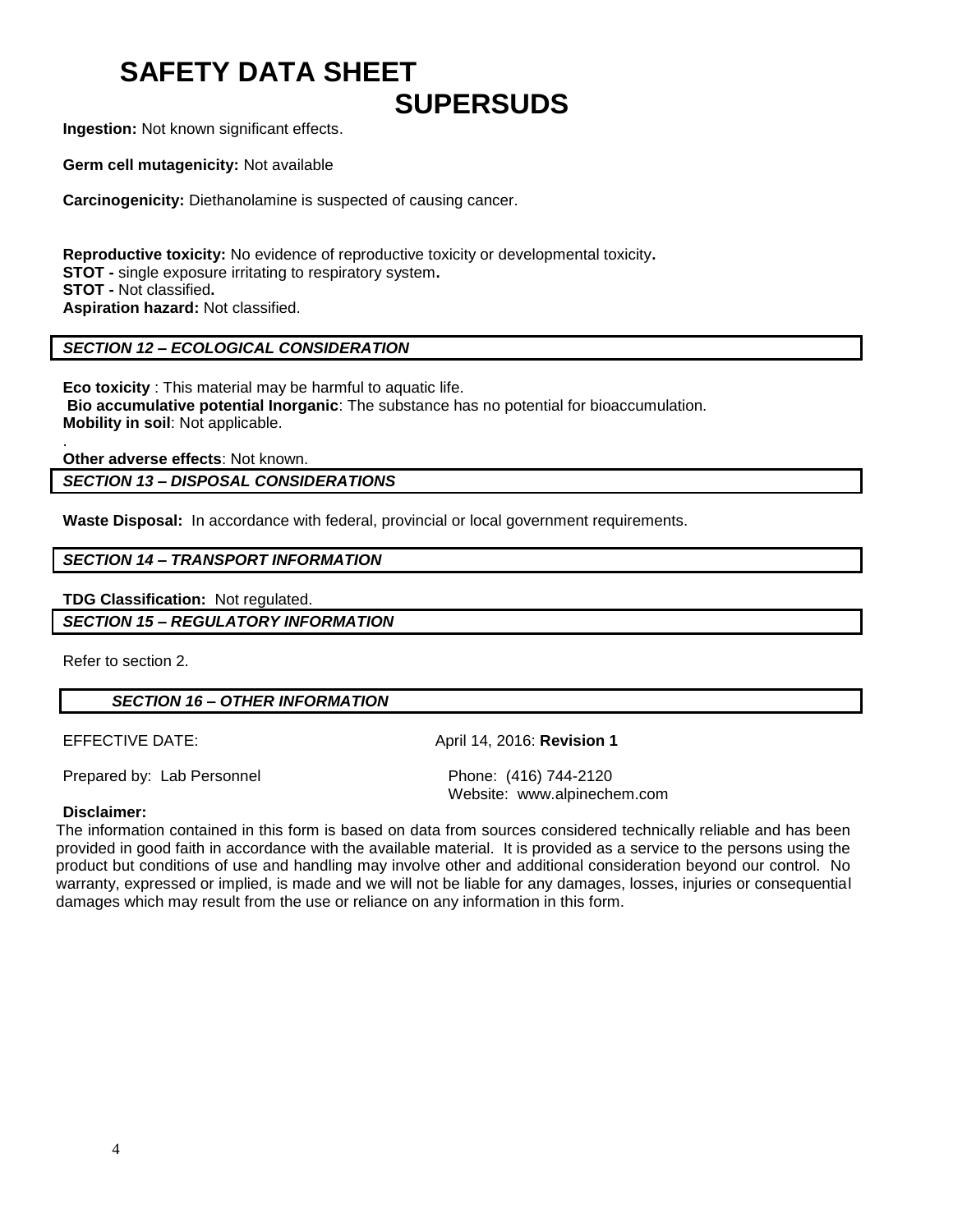**Ingestion:** Not known significant effects.

**Germ cell mutagenicity:** Not available

**Carcinogenicity:** Diethanolamine is suspected of causing cancer.

**Reproductive toxicity:** No evidence of reproductive toxicity or developmental toxicity**.**
**STOT -** single exposure irritating to respiratory system**.**
**STOT -** Not classified**.**
**Aspiration hazard:** Not classified.

## *SECTION 12 – ECOLOGICAL CONSIDERATION*

**Eco toxicity** : This material may be harmful to aquatic life.
**Bio accumulative potential Inorganic**: The substance has no potential for bioaccumulation.
**Mobility in soil**: Not applicable.

.
**Other adverse effects**: Not known.

## *SECTION 13 – DISPOSAL CONSIDERATIONS*

**Waste Disposal:** In accordance with federal, provincial or local government requirements.

## *SECTION 14 – TRANSPORT INFORMATION*

**TDG Classification:** Not regulated.

## *SECTION 15 – REGULATORY INFORMATION*

Refer to section 2.

## *SECTION 16 – OTHER INFORMATION*

EFFECTIVE DATE: April 14, 2016: **Revision 1**

Prepared by: Lab Personnel

Phone: (416) 744-2120
Website: www.alpinechem.com

**Disclaimer:**
The information contained in this form is based on data from sources considered technically reliable and has been provided in good faith in accordance with the available material. It is provided as a service to the persons using the product but conditions of use and handling may involve other and additional consideration beyond our control. No warranty, expressed or implied, is made and we will not be liable for any damages, losses, injuries or consequential damages which may result from the use or reliance on any information in this form.